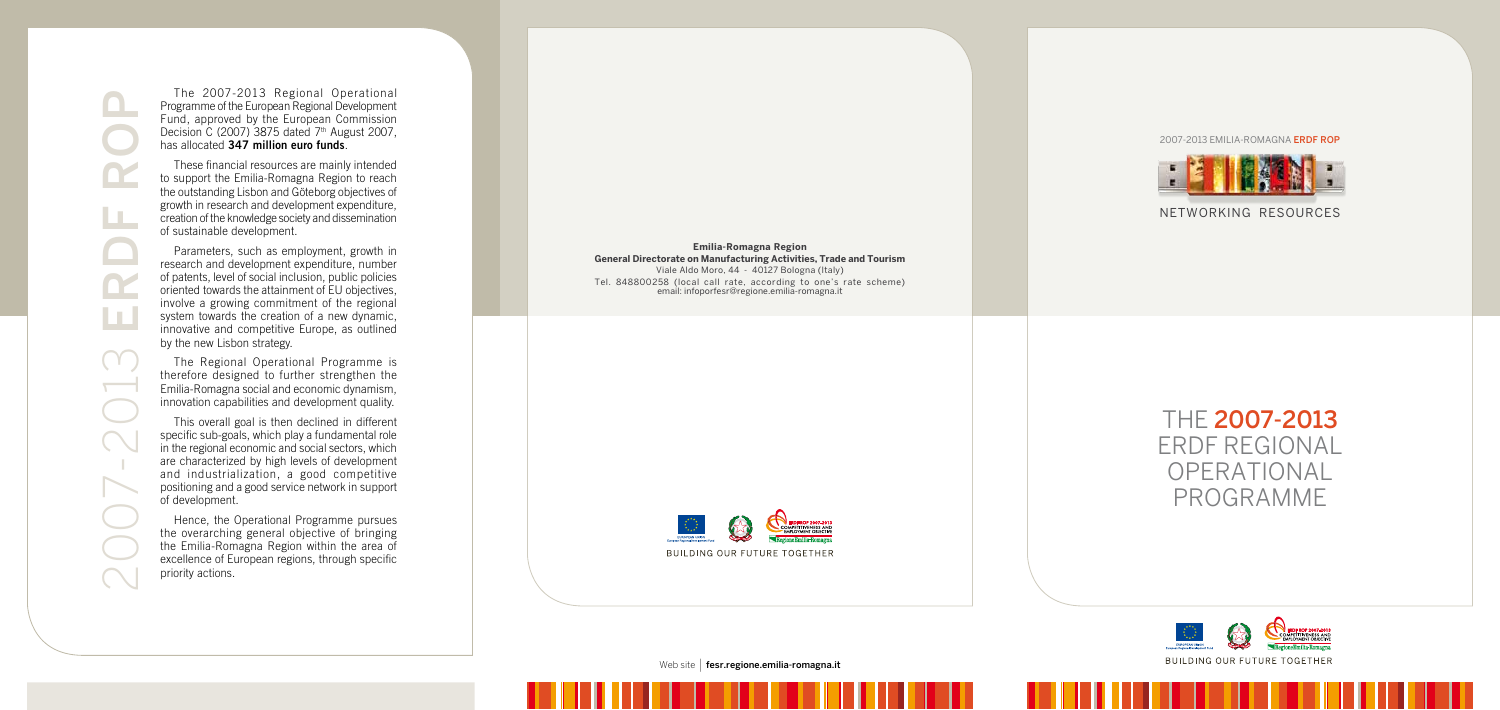# 2007-2013 ERDF ROP

The 2007-2013 Regional Operational Programme of the European Regional Development Fund, approved by the European Commission Decision C (2007) 3875 dated 7th August 2007, has allocated **347 million euro funds**.

These financial resources are mainly intended to support the Emilia-Romagna Region to reach the outstanding Lisbon and Göteborg objectives of growth in research and development expenditure, creation of the knowledge society and dissemination of sustainable development.

Parameters, such as employment, growth in research and development expenditure, number of patents, level of social inclusion, public policies oriented towards the attainment of EU objectives, involve a growing commitment of the regional system towards the creation of a new dynamic, innovative and competitive Europe, as outlined by the new Lisbon strategy.

The Regional Operational Programme is therefore designed to further strengthen the Emilia-Romagna social and economic dynamism, innovation capabilities and development quality.

This overall goal is then declined in different specific sub-goals, which play a fundamental role in the regional economic and social sectors, which are characterized by high levels of development and industrialization, a good competitive positioning and a good service network in support of development.

Hence, the Operational Programme pursues the overarching general objective of bringing the Emilia-Romagna Region within the area of excellence of European regions, through specific priority actions.

**Emilia-Romagna Region**
**General Directorate on Manufacturing Activities, Trade and Tourism**
Viale Aldo Moro, 44 - 40127 Bologna (Italy)
Tel. 848800258 (local call rate, according to one's rate scheme)
email: infoporfesr@regione.emilia-romagna.it

BUILDING OUR FUTURE TOGETHER

Web site | **fesr.regione.emilia-romagna.it**

2007-2013 EMILIA-ROMAGNA **ERDF ROP**

NETWORKING RESOURCES

# THE **2007-2013** ERDF REGIONAL OPERATIONAL PROGRAMME

BUILDING OUR FUTURE TOGETHER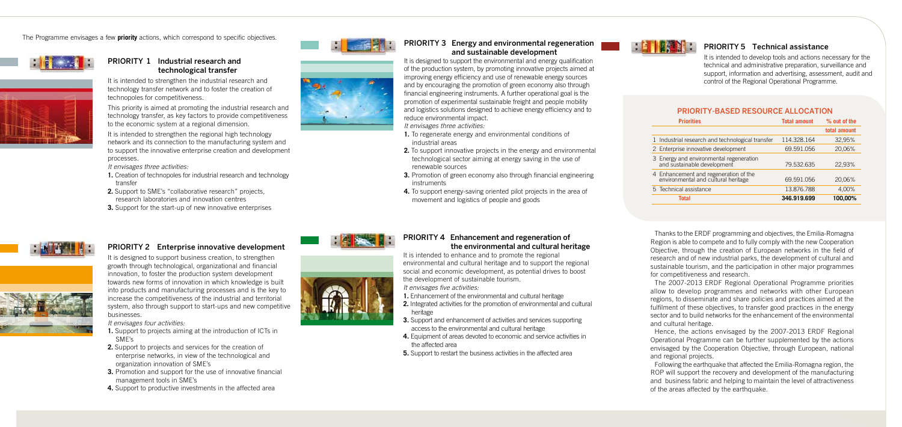The Programme envisages a few **priority** actions, which correspond to specific objectives.

## PRIORITY 1 Industrial research and technological transfer

It is intended to strengthen the industrial research and technology transfer network and to foster the creation of technopoles for competitiveness.

This priority is aimed at promoting the industrial research and technology transfer, as key factors to provide competitiveness to the economic system at a regional dimension.

It is intended to strengthen the regional high technology network and its connection to the manufacturing system and to support the innovative enterprise creation and development processes.

*It envisages three activities:*

1. Creation of technopoles for industrial research and technology transfer
2. Support to SME's "collaborative research" projects, research laboratories and innovation centres
3. Support for the start-up of new innovative enterprises

## PRIORITY 2 Enterprise innovative development

It is designed to support business creation, to strengthen growth through technological, organizational and financial innovation, to foster the production system development towards new forms of innovation in which knowledge is built into products and manufacturing processes and is the key to increase the competitiveness of the industrial and territorial system, also through support to start-ups and new competitive businesses.

*It envisages four activities:*

1. Support to projects aiming at the introduction of ICTs in SME's
2. Support to projects and services for the creation of enterprise networks, in view of the technological and organization innovation of SME's
3. Promotion and support for the use of innovative financial management tools in SME's
4. Support to productive investments in the affected area

## PRIORITY 3 Energy and environmental regeneration and sustainable development

It is designed to support the environmental and energy qualification of the production system, by promoting innovative projects aimed at improving energy efficiency and use of renewable energy sources and by encouraging the promotion of green economy also through financial engineering instruments. A further operational goal is the promotion of experimental sustainable freight and people mobility and logistics solutions designed to achieve energy efficiency and to reduce environmental impact.

*It envisages three activities:*

1. To regenerate energy and environmental conditions of industrial areas
2. To support innovative projects in the energy and environmental technological sector aiming at energy saving in the use of renewable sources
3. Promotion of green economy also through financial engineering instruments
4. To support energy-saving oriented pilot projects in the area of movement and logistics of people and goods

## PRIORITY 4 Enhancement and regeneration of the environmental and cultural heritage

It is intended to enhance and to promote the regional environmental and cultural heritage and to support the regional social and economic development, as potential drives to boost the development of sustainable tourism.

*It envisages five activities:*

1. Enhancement of the environmental and cultural heritage
2. Integrated activities for the promotion of environmental and cultural heritage
3. Support and enhancement of activities and services supporting access to the environmental and cultural heritage
4. Equipment of areas devoted to economic and service activities in the affected area
5. Support to restart the business activities in the affected area

## PRIORITY 5 Technical assistance

It is intended to develop tools and actions necessary for the technical and administrative preparation, surveillance and support, information and advertising, assessment, audit and control of the Regional Operational Programme.

## PRIORITY-BASED RESOURCE ALLOCATION

| Priorities | Total amount | % out of the total amount |
|---|---|---|
| 1 Industrial research and technological transfer | 114.328.164 | 32,95% |
| 2 Enterprise innovative development | 69.591.056 | 20,06% |
| 3 Energy and environmental regeneration and sustainable development | 79.532.635 | 22,93% |
| 4 Enhancement and regeneration of the environmental and cultural heritage | 69.591.056 | 20,06% |
| 5 Technical assistance | 13.876.788 | 4,00% |
| **Total** | **346.919.699** | **100,00%** |

Thanks to the ERDF programming and objectives, the Emilia-Romagna Region is able to compete and to fully comply with the new Cooperation Objective, through the creation of European networks in the field of research and of new industrial parks, the development of cultural and sustainable tourism, and the participation in other major programmes for competitiveness and research.

The 2007-2013 ERDF Regional Operational Programme priorities allow to develop programmes and networks with other European regions, to disseminate and share policies and practices aimed at the fulfilment of these objectives, to transfer good practices in the energy sector and to build networks for the enhancement of the environmental and cultural heritage.

Hence, the actions envisaged by the 2007-2013 ERDF Regional Operational Programme can be further supplemented by the actions envisaged by the Cooperation Objective, through European, national and regional projects.

Following the earthquake that affected the Emilia-Romagna region, the ROP will support the recovery and development of the manufacturing and business fabric and helping to maintain the level of attractiveness of the areas affected by the earthquake.